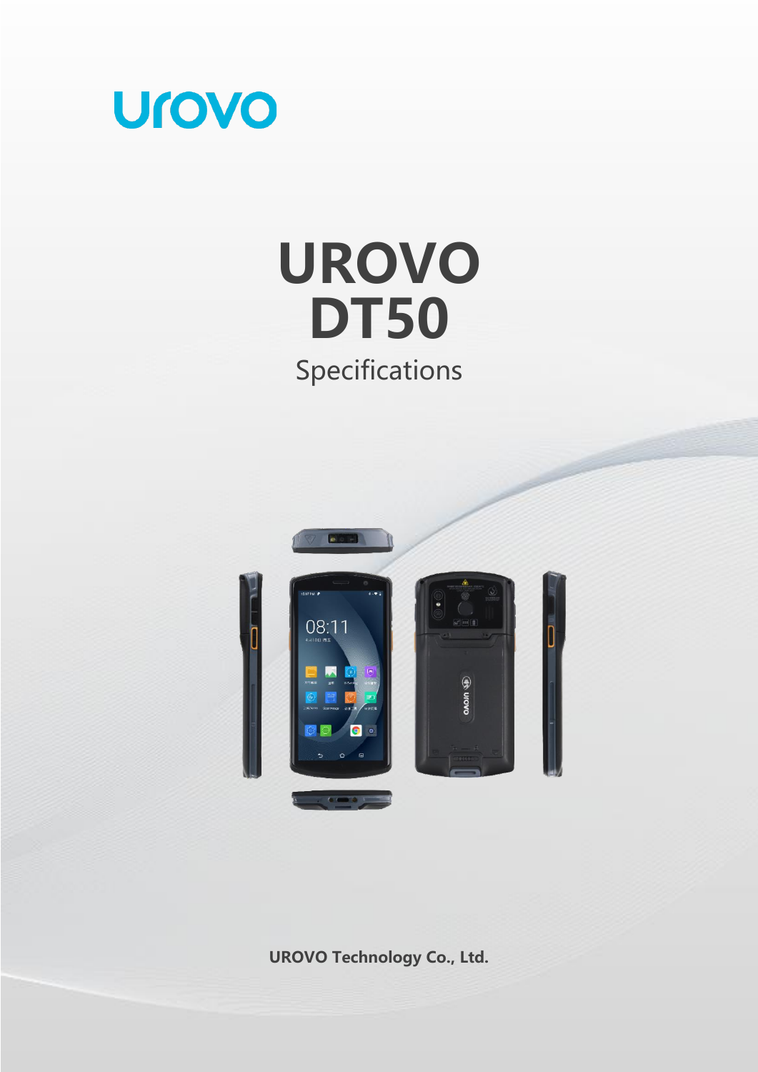urovo

# UROVO DT50

Specifications

**UROVO Technology Co., Ltd.**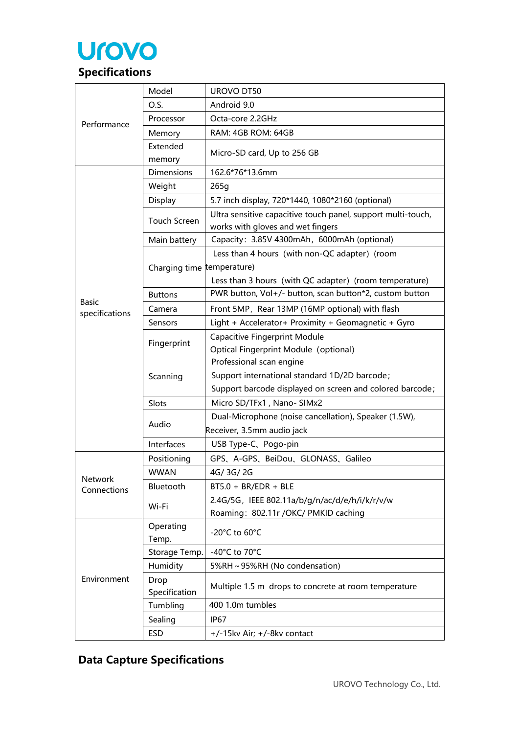urovo

## Specifications

| | | |
|---|---|---|
| Performance | Model | UROVO DT50 |
| | O.S. | Android 9.0 |
| | Processor | Octa-core 2.2GHz |
| | Memory | RAM: 4GB ROM: 64GB |
| | Extended memory | Micro-SD card, Up to 256 GB |
| Basic specifications | Dimensions | 162.6*76*13.6mm |
| | Weight | 265g |
| | Display | 5.7 inch display, 720*1440, 1080*2160 (optional) |
| | Touch Screen | Ultra sensitive capacitive touch panel, support multi-touch, works with gloves and wet fingers |
| | Main battery | Capacity：3.85V 4300mAh，6000mAh (optional) |
| | Charging time | Less than 4 hours（with non-QC adapter）(room temperature)<br>Less than 3 hours（with QC adapter）(room temperature) |
| | Buttons | PWR button, Vol+/- button, scan button*2, custom button |
| | Camera | Front 5MP，Rear 13MP (16MP optional) with flash |
| | Sensors | Light + Accelerator+ Proximity + Geomagnetic + Gyro |
| | Fingerprint | Capacitive Fingerprint Module<br>Optical Fingerprint Module（optional） |
| | Scanning | Professional scan engine<br>Support international standard 1D/2D barcode；<br>Support barcode displayed on screen and colored barcode； |
| | Slots | Micro SD/TFx1 , Nano- SIMx2 |
| | Audio | Dual-Microphone (noise cancellation), Speaker (1.5W), Receiver, 3.5mm audio jack |
| | Interfaces | USB Type-C、Pogo-pin |
| Network Connections | Positioning | GPS、A-GPS、BeiDou、GLONASS、Galileo |
| | WWAN | 4G/ 3G/ 2G |
| | Bluetooth | BT5.0 + BR/EDR + BLE |
| | Wi-Fi | 2.4G/5G，IEEE 802.11a/b/g/n/ac/d/e/h/i/k/r/v/w<br>Roaming：802.11r /OKC/ PMKID caching |
| Environment | Operating Temp. | -20°C to 60°C |
| | Storage Temp. | -40°C to 70°C |
| | Humidity | 5%RH～95%RH (No condensation) |
| | Drop Specification | Multiple 1.5 m drops to concrete at room temperature |
| | Tumbling | 400 1.0m tumbles |
| | Sealing | IP67 |
| | ESD | +/-15kv Air; +/-8kv contact |

## Data Capture Specifications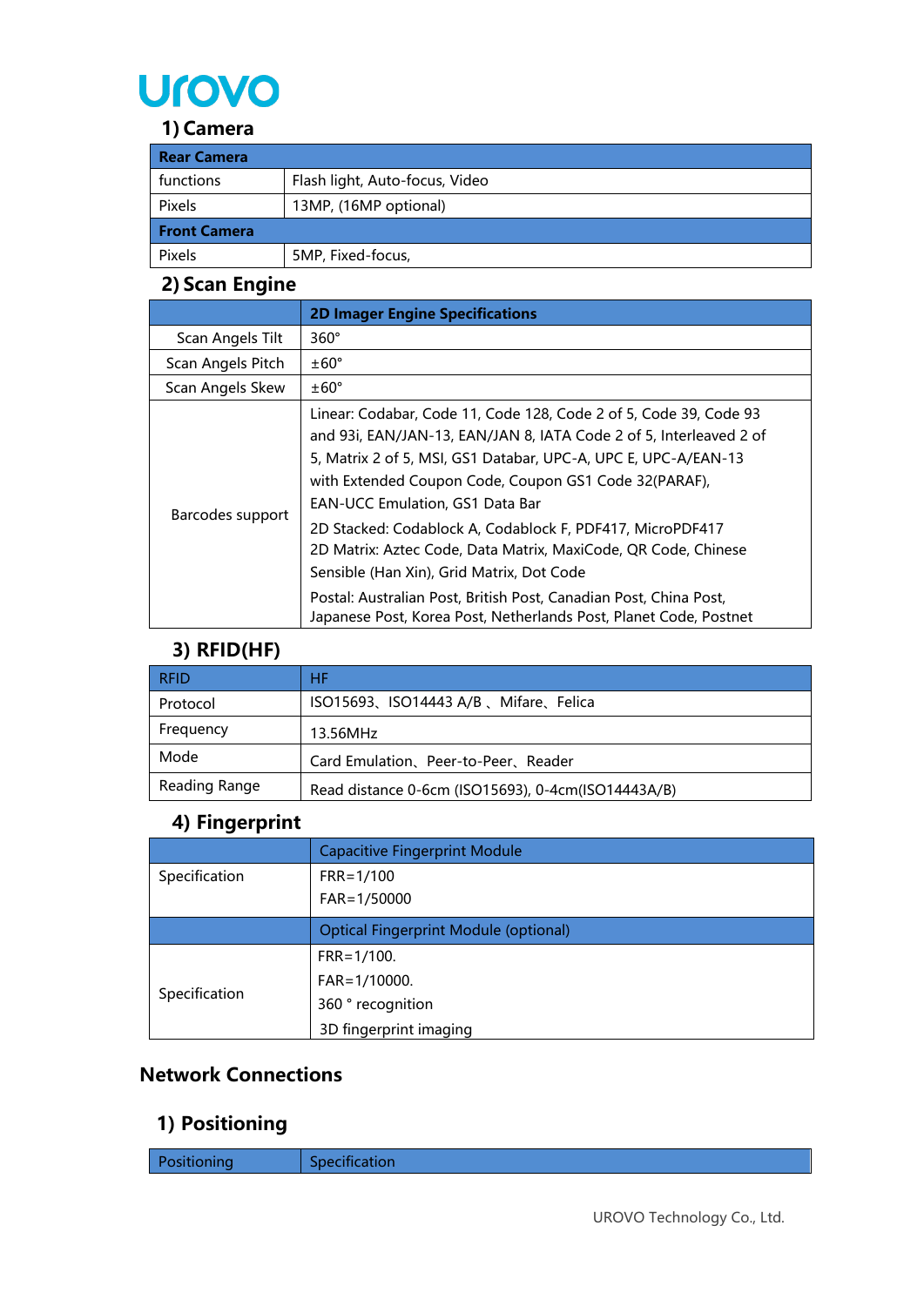## 1) Camera

| Rear Camera | |
|---|---|
| functions | Flash light, Auto-focus, Video |
| Pixels | 13MP, (16MP optional) |
| **Front Camera** | |
| Pixels | 5MP, Fixed-focus, |

## 2) Scan Engine

| | 2D Imager Engine Specifications |
|---|---|
| Scan Angels Tilt | 360° |
| Scan Angels Pitch | ±60° |
| Scan Angels Skew | ±60° |
| Barcodes support | Linear: Codabar, Code 11, Code 128, Code 2 of 5, Code 39, Code 93 and 93i, EAN/JAN-13, EAN/JAN 8, IATA Code 2 of 5, Interleaved 2 of 5, Matrix 2 of 5, MSI, GS1 Databar, UPC-A, UPC E, UPC-A/EAN-13 with Extended Coupon Code, Coupon GS1 Code 32(PARAF), EAN-UCC Emulation, GS1 Data Bar<br>2D Stacked: Codablock A, Codablock F, PDF417, MicroPDF417<br>2D Matrix: Aztec Code, Data Matrix, MaxiCode, QR Code, Chinese Sensible (Han Xin), Grid Matrix, Dot Code<br>Postal: Australian Post, British Post, Canadian Post, China Post, Japanese Post, Korea Post, Netherlands Post, Planet Code, Postnet |

## 3) RFID(HF)

| RFID | HF |
|---|---|
| Protocol | ISO15693、ISO14443 A/B 、Mifare、Felica |
| Frequency | 13.56MHz |
| Mode | Card Emulation、Peer-to-Peer、Reader |
| Reading Range | Read distance 0-6cm (ISO15693), 0-4cm(ISO14443A/B) |

## 4) Fingerprint

| | Capacitive Fingerprint Module |
|---|---|
| Specification | FRR=1/100<br>FAR=1/50000 |
| | Optional Fingerprint Module (optional) |
| Specification | FRR=1/100.<br>FAR=1/10000.<br>360 ° recognition<br>3D fingerprint imaging |

# Network Connections

## 1) Positioning

| Positioning | Specification |
|---|---|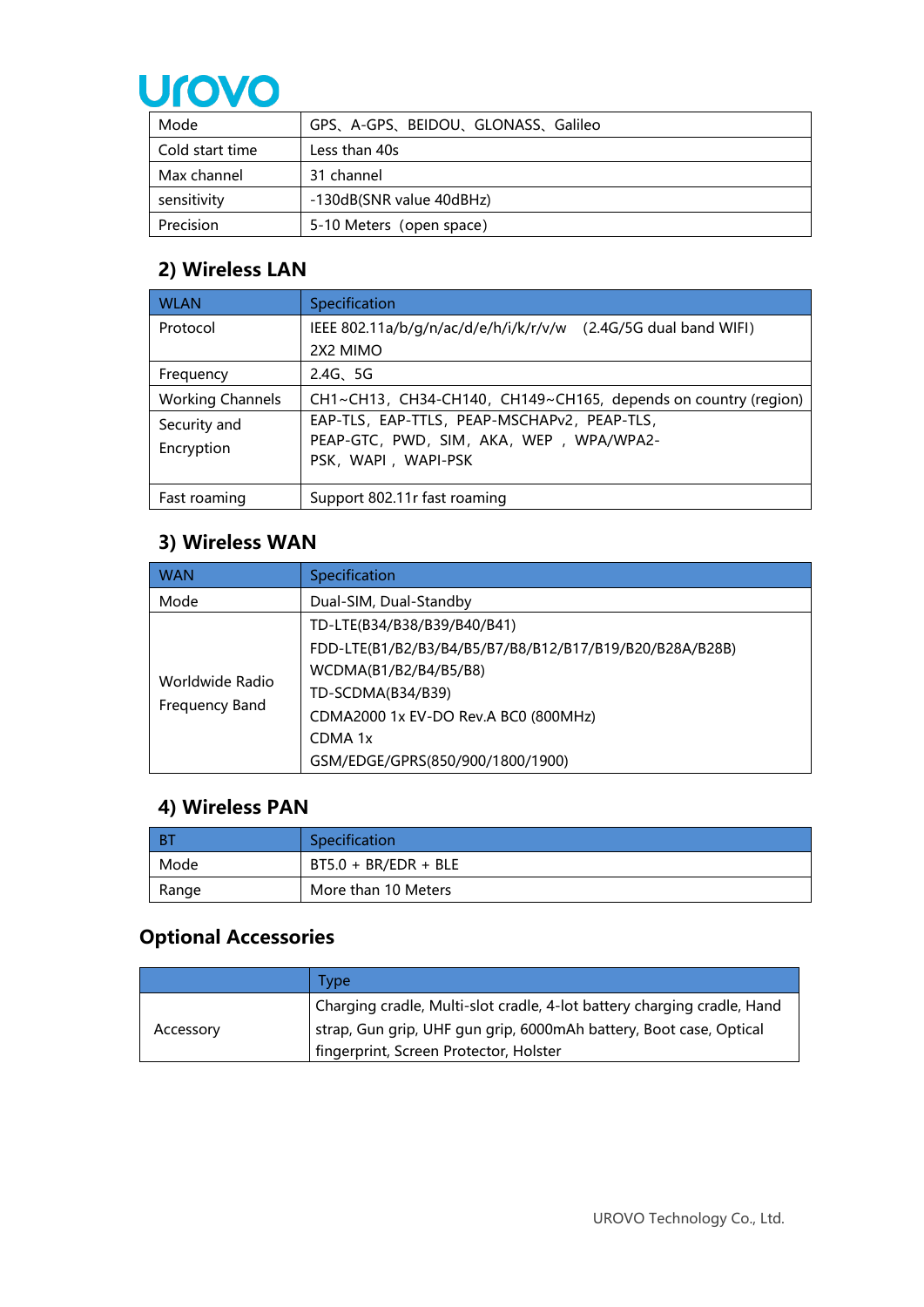| | |
|---|---|
| Mode | GPS、A-GPS、BEIDOU、GLONASS、Galileo |
| Cold start time | Less than 40s |
| Max channel | 31 channel |
| sensitivity | -130dB(SNR value 40dBHz) |
| Precision | 5-10 Meters（open space） |

## 2) Wireless LAN

| WLAN | Specification |
|---|---|
| Protocol | IEEE 802.11a/b/g/n/ac/d/e/h/i/k/r/v/w （2.4G/5G dual band WIFI） 2X2 MIMO |
| Frequency | 2.4G、5G |
| Working Channels | CH1~CH13，CH34-CH140，CH149~CH165，depends on country (region) |
| Security and Encryption | EAP-TLS，EAP-TTLS，PEAP-MSCHAPv2，PEAP-TLS，PEAP-GTC，PWD，SIM，AKA，WEP ，WPA/WPA2-PSK，WAPI，WAPI-PSK |
| Fast roaming | Support 802.11r fast roaming |

## 3) Wireless WAN

| WAN | Specification |
|---|---|
| Mode | Dual-SIM, Dual-Standby |
| Worldwide Radio Frequency Band | TD-LTE(B34/B38/B39/B40/B41)<br>FDD-LTE(B1/B2/B3/B4/B5/B7/B8/B12/B17/B19/B20/B28A/B28B)<br>WCDMA(B1/B2/B4/B5/B8)<br>TD-SCDMA(B34/B39)<br>CDMA2000 1x EV-DO Rev.A BC0 (800MHz)<br>CDMA 1x<br>GSM/EDGE/GPRS(850/900/1800/1900) |

## 4) Wireless PAN

| BT | Specification |
|---|---|
| Mode | BT5.0 + BR/EDR + BLE |
| Range | More than 10 Meters |

## Optional Accessories

| | Type |
|---|---|
| Accessory | Charging cradle, Multi-slot cradle, 4-lot battery charging cradle, Hand strap, Gun grip, UHF gun grip, 6000mAh battery, Boot case, Optical fingerprint, Screen Protector, Holster |